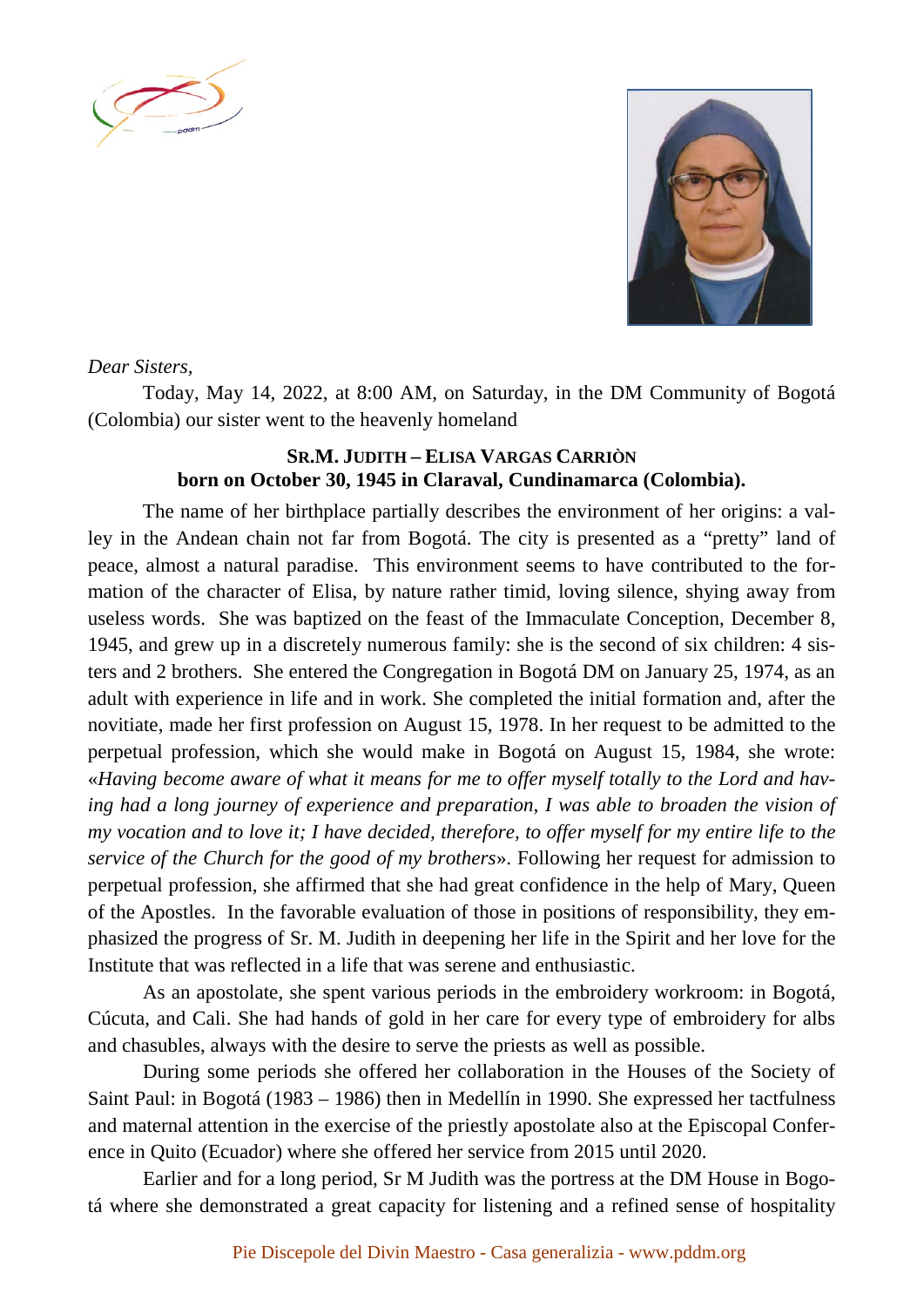*Dear Sisters,*

Today, May 14, 2022, at 8:00 AM, on Saturday, in the DM Community of Bogotá (Colombia) our sister went to the heavenly homeland

**SR.M. JUDITH – ELISA VARGAS CARRIÒN**
**born on October 30, 1945 in Claraval, Cundinamarca (Colombia).**

The name of her birthplace partially describes the environment of her origins: a valley in the Andean chain not far from Bogotá. The city is presented as a "pretty" land of peace, almost a natural paradise. This environment seems to have contributed to the formation of the character of Elisa, by nature rather timid, loving silence, shying away from useless words. She was baptized on the feast of the Immaculate Conception, December 8, 1945, and grew up in a discretely numerous family: she is the second of six children: 4 sisters and 2 brothers. She entered the Congregation in Bogotá DM on January 25, 1974, as an adult with experience in life and in work. She completed the initial formation and, after the novitiate, made her first profession on August 15, 1978. In her request to be admitted to the perpetual profession, which she would make in Bogotá on August 15, 1984, she wrote: «*Having become aware of what it means for me to offer myself totally to the Lord and having had a long journey of experience and preparation, I was able to broaden the vision of my vocation and to love it; I have decided, therefore, to offer myself for my entire life to the service of the Church for the good of my brothers*». Following her request for admission to perpetual profession, she affirmed that she had great confidence in the help of Mary, Queen of the Apostles. In the favorable evaluation of those in positions of responsibility, they emphasized the progress of Sr. M. Judith in deepening her life in the Spirit and her love for the Institute that was reflected in a life that was serene and enthusiastic.

As an apostolate, she spent various periods in the embroidery workroom: in Bogotá, Cúcuta, and Cali. She had hands of gold in her care for every type of embroidery for albs and chasubles, always with the desire to serve the priests as well as possible.

During some periods she offered her collaboration in the Houses of the Society of Saint Paul: in Bogotá (1983 – 1986) then in Medellín in 1990. She expressed her tactfulness and maternal attention in the exercise of the priestly apostolate also at the Episcopal Conference in Quito (Ecuador) where she offered her service from 2015 until 2020.

Earlier and for a long period, Sr M Judith was the portress at the DM House in Bogotá where she demonstrated a great capacity for listening and a refined sense of hospitality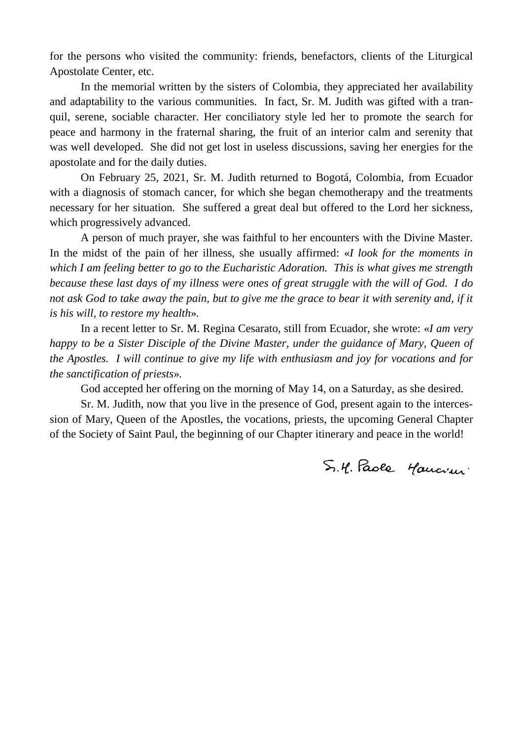for the persons who visited the community: friends, benefactors, clients of the Liturgical Apostolate Center, etc.

In the memorial written by the sisters of Colombia, they appreciated her availability and adaptability to the various communities. In fact, Sr. M. Judith was gifted with a tranquil, serene, sociable character. Her conciliatory style led her to promote the search for peace and harmony in the fraternal sharing, the fruit of an interior calm and serenity that was well developed. She did not get lost in useless discussions, saving her energies for the apostolate and for the daily duties.

On February 25, 2021, Sr. M. Judith returned to Bogotá, Colombia, from Ecuador with a diagnosis of stomach cancer, for which she began chemotherapy and the treatments necessary for her situation. She suffered a great deal but offered to the Lord her sickness, which progressively advanced.

A person of much prayer, she was faithful to her encounters with the Divine Master. In the midst of the pain of her illness, she usually affirmed: «*I look for the moments in which I am feeling better to go to the Eucharistic Adoration. This is what gives me strength because these last days of my illness were ones of great struggle with the will of God. I do not ask God to take away the pain, but to give me the grace to bear it with serenity and, if it is his will, to restore my health*».

In a recent letter to Sr. M. Regina Cesarato, still from Ecuador, she wrote: «*I am very happy to be a Sister Disciple of the Divine Master, under the guidance of Mary, Queen of the Apostles. I will continue to give my life with enthusiasm and joy for vocations and for the sanctification of priests*».

God accepted her offering on the morning of May 14, on a Saturday, as she desired.

Sr. M. Judith, now that you live in the presence of God, present again to the intercession of Mary, Queen of the Apostles, the vocations, priests, the upcoming General Chapter of the Society of Saint Paul, the beginning of our Chapter itinerary and peace in the world!

S. M. Paola Mancini